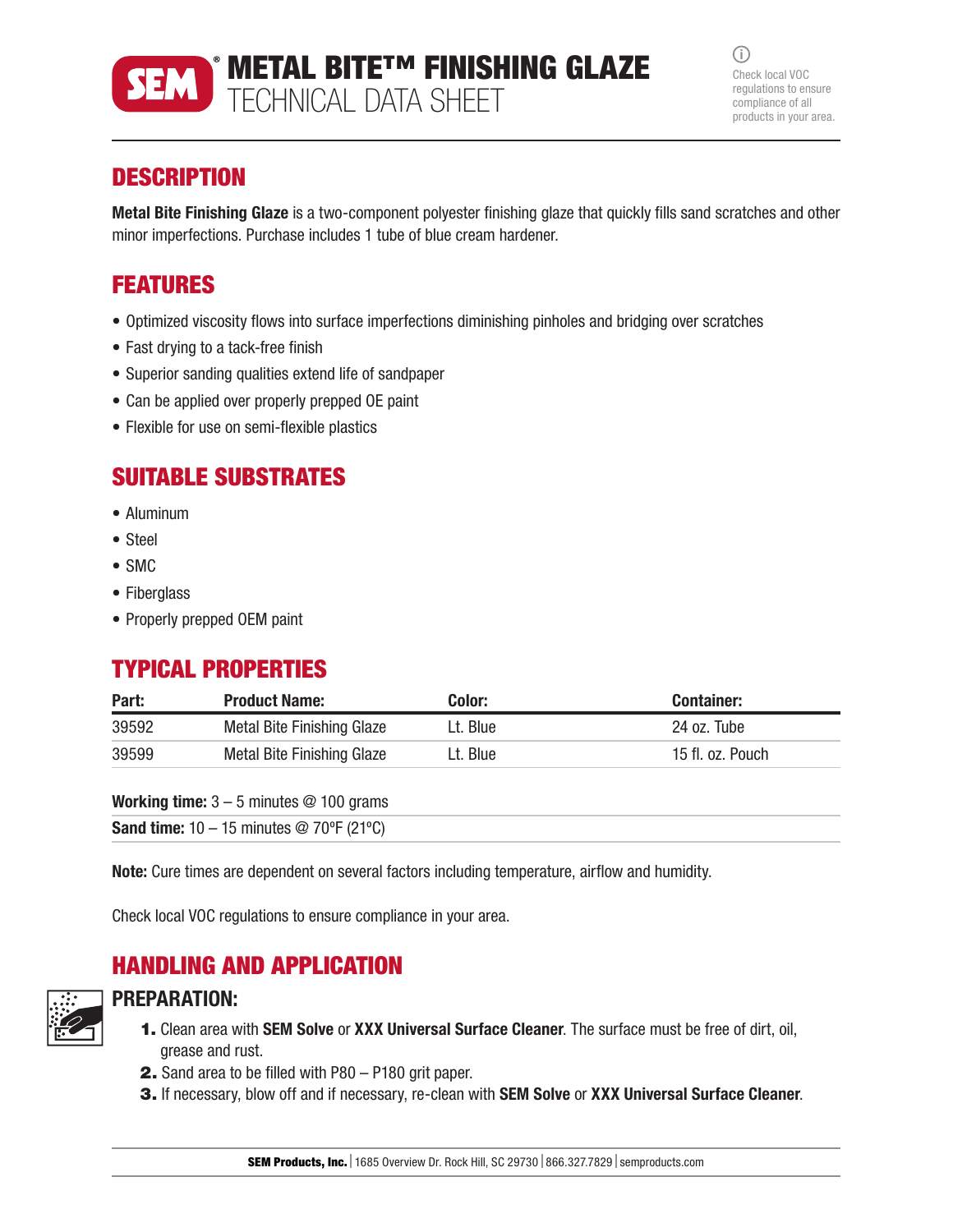# METAL BITE™ FINISHING GLAZE
TECHNICAL DATA SHEET

Check local VOC regulations to ensure compliance of all products in your area.

## DESCRIPTION

**Metal Bite Finishing Glaze** is a two-component polyester finishing glaze that quickly fills sand scratches and other minor imperfections. Purchase includes 1 tube of blue cream hardener.

## FEATURES

- Optimized viscosity flows into surface imperfections diminishing pinholes and bridging over scratches
- Fast drying to a tack-free finish
- Superior sanding qualities extend life of sandpaper
- Can be applied over properly prepped OE paint
- Flexible for use on semi-flexible plastics

## SUITABLE SUBSTRATES

- Aluminum
- Steel
- SMC
- Fiberglass
- Properly prepped OEM paint

## TYPICAL PROPERTIES

| Part: | Product Name: | Color: | Container: |
|---|---|---|---|
| 39592 | Metal Bite Finishing Glaze | Lt. Blue | 24 oz. Tube |
| 39599 | Metal Bite Finishing Glaze | Lt. Blue | 15 fl. oz. Pouch |

**Working time:** 3 – 5 minutes @ 100 grams

**Sand time:** 10 – 15 minutes @ 70ºF (21ºC)

**Note:** Cure times are dependent on several factors including temperature, airflow and humidity.

Check local VOC regulations to ensure compliance in your area.

## HANDLING AND APPLICATION

### PREPARATION:

1. Clean area with **SEM Solve** or **XXX Universal Surface Cleaner**. The surface must be free of dirt, oil, grease and rust.
2. Sand area to be filled with P80 – P180 grit paper.
3. If necessary, blow off and if necessary, re-clean with **SEM Solve** or **XXX Universal Surface Cleaner**.

**SEM Products, Inc.** | 1685 Overview Dr. Rock Hill, SC 29730 | 866.327.7829 | semproducts.com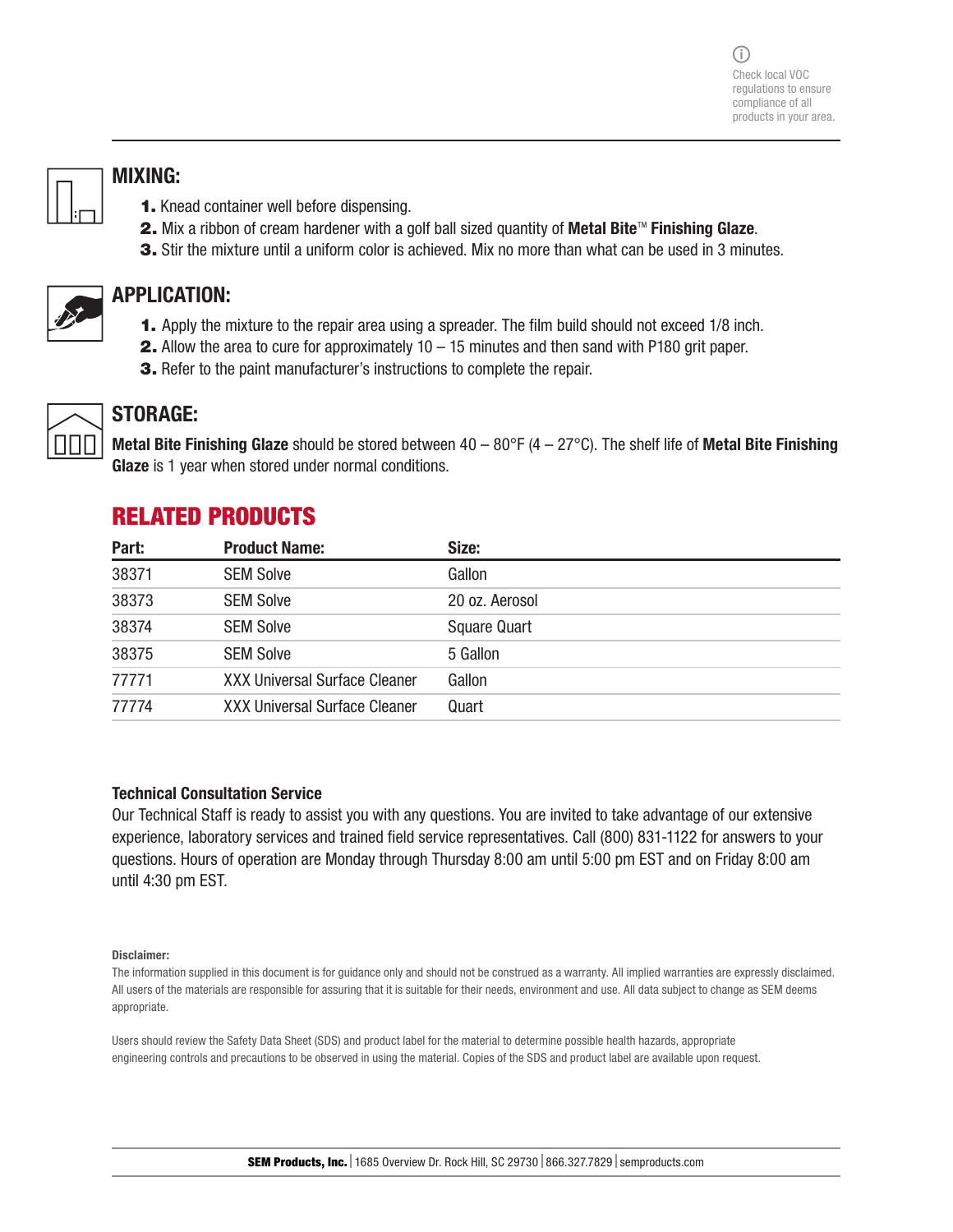Check local VOC regulations to ensure compliance of all products in your area.

## MIXING:

1. Knead container well before dispensing.
2. Mix a ribbon of cream hardener with a golf ball sized quantity of **Metal Bite™ Finishing Glaze**.
3. Stir the mixture until a uniform color is achieved. Mix no more than what can be used in 3 minutes.

## APPLICATION:

1. Apply the mixture to the repair area using a spreader. The film build should not exceed 1/8 inch.
2. Allow the area to cure for approximately 10 – 15 minutes and then sand with P180 grit paper.
3. Refer to the paint manufacturer's instructions to complete the repair.

## STORAGE:

**Metal Bite Finishing Glaze** should be stored between 40 – 80°F (4 – 27°C). The shelf life of **Metal Bite Finishing Glaze** is 1 year when stored under normal conditions.

## RELATED PRODUCTS

| Part: | Product Name: | Size: |
|---|---|---|
| 38371 | SEM Solve | Gallon |
| 38373 | SEM Solve | 20 oz. Aerosol |
| 38374 | SEM Solve | Square Quart |
| 38375 | SEM Solve | 5 Gallon |
| 77771 | XXX Universal Surface Cleaner | Gallon |
| 77774 | XXX Universal Surface Cleaner | Quart |

**Technical Consultation Service**

Our Technical Staff is ready to assist you with any questions. You are invited to take advantage of our extensive experience, laboratory services and trained field service representatives. Call (800) 831-1122 for answers to your questions. Hours of operation are Monday through Thursday 8:00 am until 5:00 pm EST and on Friday 8:00 am until 4:30 pm EST.

**Disclaimer:**

The information supplied in this document is for guidance only and should not be construed as a warranty. All implied warranties are expressly disclaimed. All users of the materials are responsible for assuring that it is suitable for their needs, environment and use. All data subject to change as SEM deems appropriate.

Users should review the Safety Data Sheet (SDS) and product label for the material to determine possible health hazards, appropriate engineering controls and precautions to be observed in using the material. Copies of the SDS and product label are available upon request.

**SEM Products, Inc.** | 1685 Overview Dr. Rock Hill, SC 29730 | 866.327.7829 | semproducts.com